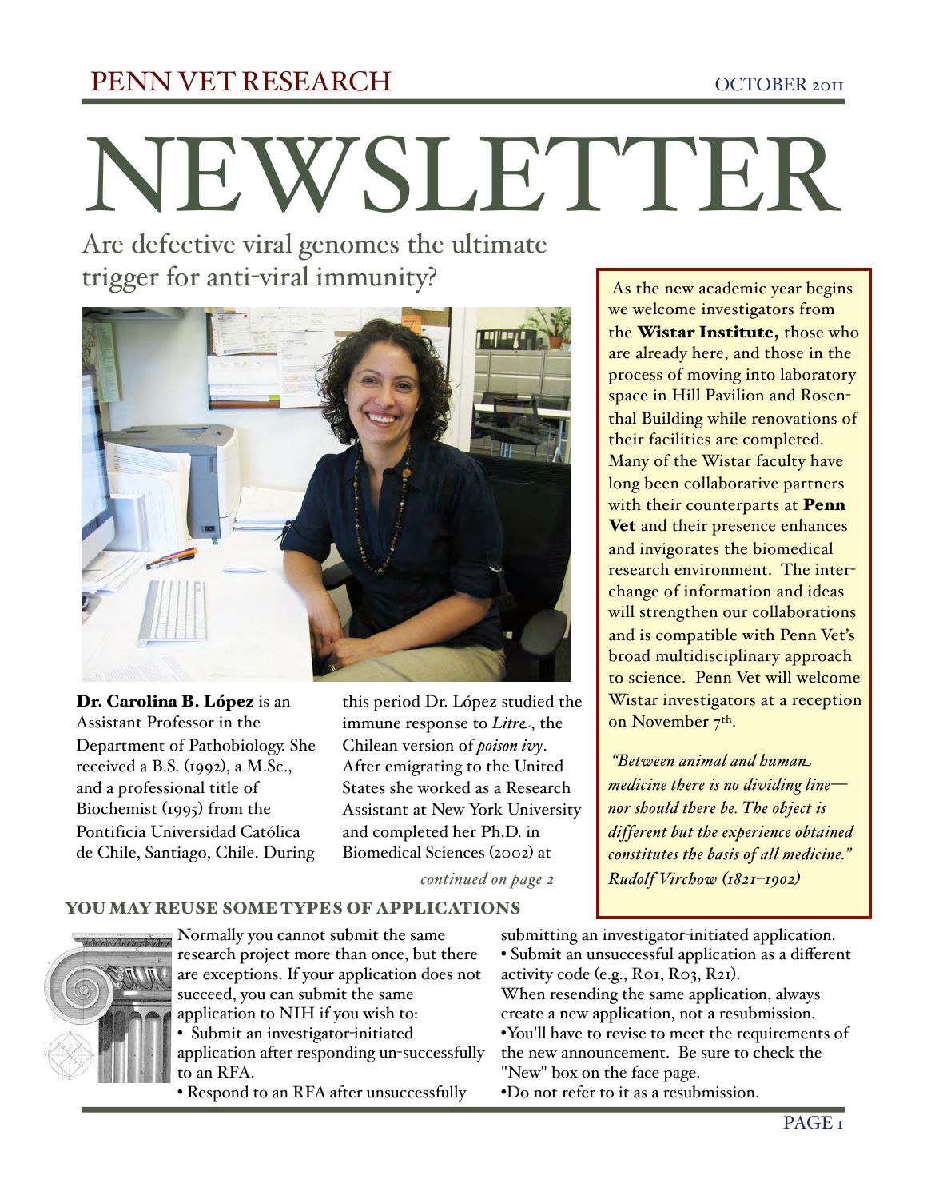# NEWSLETTER

## Are defective viral genomes the ultimate trigger for anti-viral immunity?

**Dr. Carolina B. López** is an Assistant Professor in the Department of Pathobiology. She received a B.S. (1992), a M.Sc., and a professional title of Biochemist (1995) from the Pontificia Universidad Católica de Chile, Santiago, Chile. During this period Dr. López studied the immune response to *Litre*, the Chilean version of *poison ivy*. After emigrating to the United States she worked as a Research Assistant at New York University and completed her Ph.D. in Biomedical Sciences (2002) at

*continued on page 2*

As the new academic year begins we welcome investigators from the **Wistar Institute,** those who are already here, and those in the process of moving into laboratory space in Hill Pavilion and Rosenthal Building while renovations of their facilities are completed. Many of the Wistar faculty have long been collaborative partners with their counterparts at **Penn Vet** and their presence enhances and invigorates the biomedical research environment. The interchange of information and ideas will strengthen our collaborations and is compatible with Penn Vet's broad multidisciplinary approach to science. Penn Vet will welcome Wistar investigators at a reception on November 7th.

*"Between animal and human medicine there is no dividing line—nor should there be. The object is different but the experience obtained constitutes the basis of all medicine." Rudolf Virchow (1821–1902)*

## YOU MAY REUSE SOME TYPES OF APPLICATIONS

Normally you cannot submit the same research project more than once, but there are exceptions. If your application does not succeed, you can submit the same application to NIH if you wish to:

- Submit an investigator-initiated application after responding un-successfully to an RFA.
- Respond to an RFA after unsuccessfully submitting an investigator-initiated application.
- Submit an unsuccessful application as a different activity code (e.g., R01, R03, R21).

When resending the same application, always create a new application, not a resubmission.

- You'll have to revise to meet the requirements of the new announcement. Be sure to check the "New" box on the face page.
- Do not refer to it as a resubmission.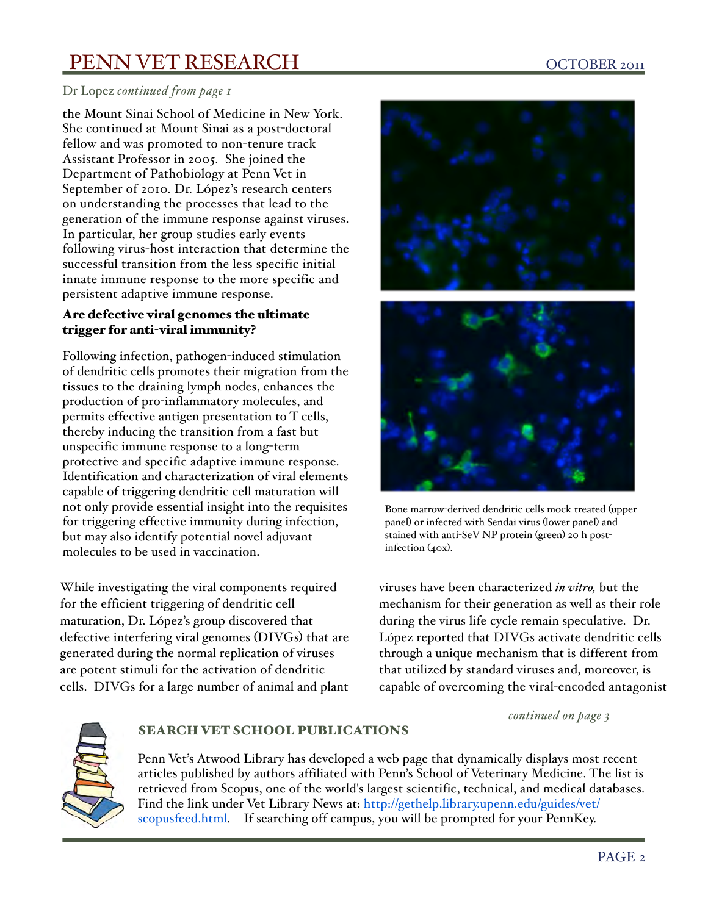Dr Lopez *continued from page 1*

the Mount Sinai School of Medicine in New York. She continued at Mount Sinai as a post-doctoral fellow and was promoted to non-tenure track Assistant Professor in 2005. She joined the Department of Pathobiology at Penn Vet in September of 2010. Dr. López's research centers on understanding the processes that lead to the generation of the immune response against viruses. In particular, her group studies early events following virus-host interaction that determine the successful transition from the less specific initial innate immune response to the more specific and persistent adaptive immune response.

### Are defective viral genomes the ultimate trigger for anti-viral immunity?

Following infection, pathogen-induced stimulation of dendritic cells promotes their migration from the tissues to the draining lymph nodes, enhances the production of pro-inflammatory molecules, and permits effective antigen presentation to T cells, thereby inducing the transition from a fast but unspecific immune response to a long-term protective and specific adaptive immune response. Identification and characterization of viral elements capable of triggering dendritic cell maturation will not only provide essential insight into the requisites for triggering effective immunity during infection, but may also identify potential novel adjuvant molecules to be used in vaccination.

Bone marrow-derived dendritic cells mock treated (upper panel) or infected with Sendai virus (lower panel) and stained with anti-SeV NP protein (green) 20 h post-infection (40x).

While investigating the viral components required for the efficient triggering of dendritic cell maturation, Dr. López's group discovered that defective interfering viral genomes (DIVGs) that are generated during the normal replication of viruses are potent stimuli for the activation of dendritic cells. DIVGs for a large number of animal and plant viruses have been characterized *in vitro,* but the mechanism for their generation as well as their role during the virus life cycle remain speculative. Dr. López reported that DIVGs activate dendritic cells through a unique mechanism that is different from that utilized by standard viruses and, moreover, is capable of overcoming the viral-encoded antagonist

*continued on page 3*

### SEARCH VET SCHOOL PUBLICATIONS

Penn Vet's Atwood Library has developed a web page that dynamically displays most recent articles published by authors affiliated with Penn's School of Veterinary Medicine. The list is retrieved from Scopus, one of the world's largest scientific, technical, and medical databases. Find the link under Vet Library News at: http://gethelp.library.upenn.edu/guides/vet/scopusfeed.html. If searching off campus, you will be prompted for your PennKey.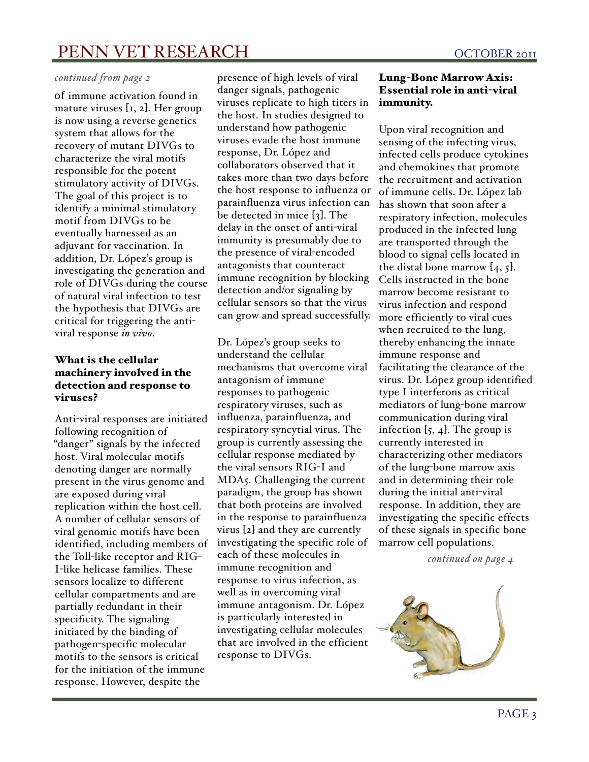*continued from page 2*

of immune activation found in mature viruses [1, 2]. Her group is now using a reverse genetics system that allows for the recovery of mutant DIVGs to characterize the viral motifs responsible for the potent stimulatory activity of DIVGs. The goal of this project is to identify a minimal stimulatory motif from DIVGs to be eventually harnessed as an adjuvant for vaccination. In addition, Dr. López's group is investigating the generation and role of DIVGs during the course of natural viral infection to test the hypothesis that DIVGs are critical for triggering the anti-viral response *in vivo*.

### What is the cellular machinery involved in the detection and response to viruses?

Anti-viral responses are initiated following recognition of "danger" signals by the infected host. Viral molecular motifs denoting danger are normally present in the virus genome and are exposed during viral replication within the host cell. A number of cellular sensors of viral genomic motifs have been identified, including members of the Toll-like receptor and RIG-I-like helicase families. These sensors localize to different cellular compartments and are partially redundant in their specificity. The signaling initiated by the binding of pathogen-specific molecular motifs to the sensors is critical for the initiation of the immune response. However, despite the presence of high levels of viral danger signals, pathogenic viruses replicate to high titers in the host. In studies designed to understand how pathogenic viruses evade the host immune response, Dr. López and collaborators observed that it takes more than two days before the host response to influenza or parainfluenza virus infection can be detected in mice [3]. The delay in the onset of anti-viral immunity is presumably due to the presence of viral-encoded antagonists that counteract immune recognition by blocking detection and/or signaling by cellular sensors so that the virus can grow and spread successfully.

Dr. López's group seeks to understand the cellular mechanisms that overcome viral antagonism of immune responses to pathogenic respiratory viruses, such as influenza, parainfluenza, and respiratory syncytial virus. The group is currently assessing the cellular response mediated by the viral sensors RIG-I and MDA5. Challenging the current paradigm, the group has shown that both proteins are involved in the response to parainfluenza virus [2] and they are currently investigating the specific role of each of these molecules in immune recognition and response to virus infection, as well as in overcoming viral immune antagonism. Dr. López is particularly interested in investigating cellular molecules that are involved in the efficient response to DIVGs.

### Lung-Bone Marrow Axis: Essential role in anti-viral immunity.

Upon viral recognition and sensing of the infecting virus, infected cells produce cytokines and chemokines that promote the recruitment and activation of immune cells. Dr. López lab has shown that soon after a respiratory infection, molecules produced in the infected lung are transported through the blood to signal cells located in the distal bone marrow [4, 5]. Cells instructed in the bone marrow become resistant to virus infection and respond more efficiently to viral cues when recruited to the lung, thereby enhancing the innate immune response and facilitating the clearance of the virus. Dr. López group identified type I interferons as critical mediators of lung-bone marrow communication during viral infection [5, 4]. The group is currently interested in characterizing other mediators of the lung-bone marrow axis and in determining their role during the initial anti-viral response. In addition, they are investigating the specific effects of these signals in specific bone marrow cell populations.

*continued on page 4*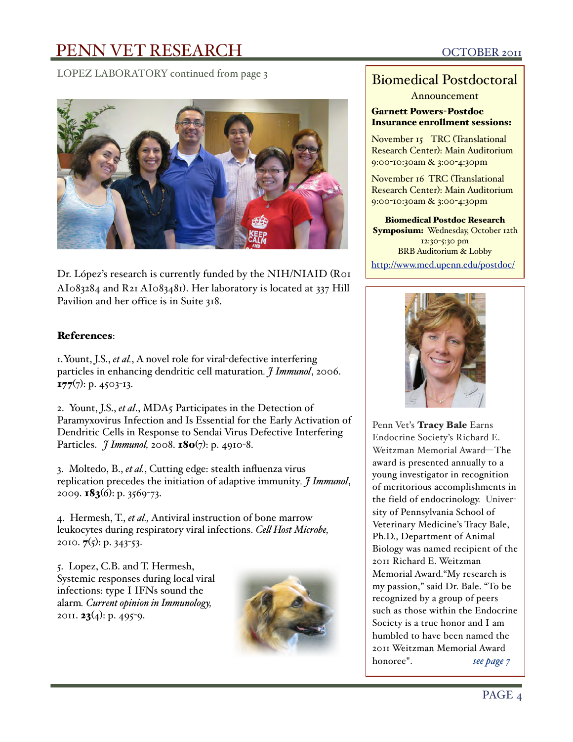LOPEZ LABORATORY continued from page 3

Dr. López's research is currently funded by the NIH/NIAID (R01 AI083284 and R21 AI083481). Her laboratory is located at 337 Hill Pavilion and her office is in Suite 318.

**References**:

1. Yount, J.S., *et al.*, A novel role for viral-defective interfering particles in enhancing dendritic cell maturation. *J Immunol*, 2006. **177**(7): p. 4503-13.

2. Yount, J.S., *et al.*, MDA5 Participates in the Detection of Paramyxovirus Infection and Is Essential for the Early Activation of Dendritic Cells in Response to Sendai Virus Defective Interfering Particles. *J Immunol,* 2008. **180**(7): p. 4910-8.

3. Moltedo, B., *et al.*, Cutting edge: stealth influenza virus replication precedes the initiation of adaptive immunity. *J Immunol*, 2009. **183**(6): p. 3569-73.

4. Hermesh, T., *et al.,* Antiviral instruction of bone marrow leukocytes during respiratory viral infections. *Cell Host Microbe,* 2010. **7**(5): p. 343-53.

5. Lopez, C.B. and T. Hermesh, Systemic responses during local viral infections: type I IFNs sound the alarm. *Current opinion in Immunology,* 2011. **23**(4): p. 495-9.

## Biomedical Postdoctoral

Announcement

**Garnett Powers-Postdoc Insurance enrollment sessions:**

November 15 TRC (Translational Research Center): Main Auditorium 9:00-10:30am & 3:00-4:30pm

November 16 TRC (Translational Research Center): Main Auditorium 9:00-10:30am & 3:00-4:30pm

**Biomedical Postdoc Research Symposium:** Wednesday, October 12th 12:30-5:30 pm BRB Auditorium & Lobby

http://www.med.upenn.edu/postdoc/

Penn Vet's **Tracy Bale** Earns Endocrine Society's Richard E. Weitzman Memorial Award—The award is presented annually to a young investigator in recognition of meritorious accomplishments in the field of endocrinology. University of Pennsylvania School of Veterinary Medicine's Tracy Bale, Ph.D., Department of Animal Biology was named recipient of the 2011 Richard E. Weitzman Memorial Award."My research is my passion," said Dr. Bale. "To be recognized by a group of peers such as those within the Endocrine Society is a true honor and I am humbled to have been named the 2011 Weitzman Memorial Award honoree". *see page 7*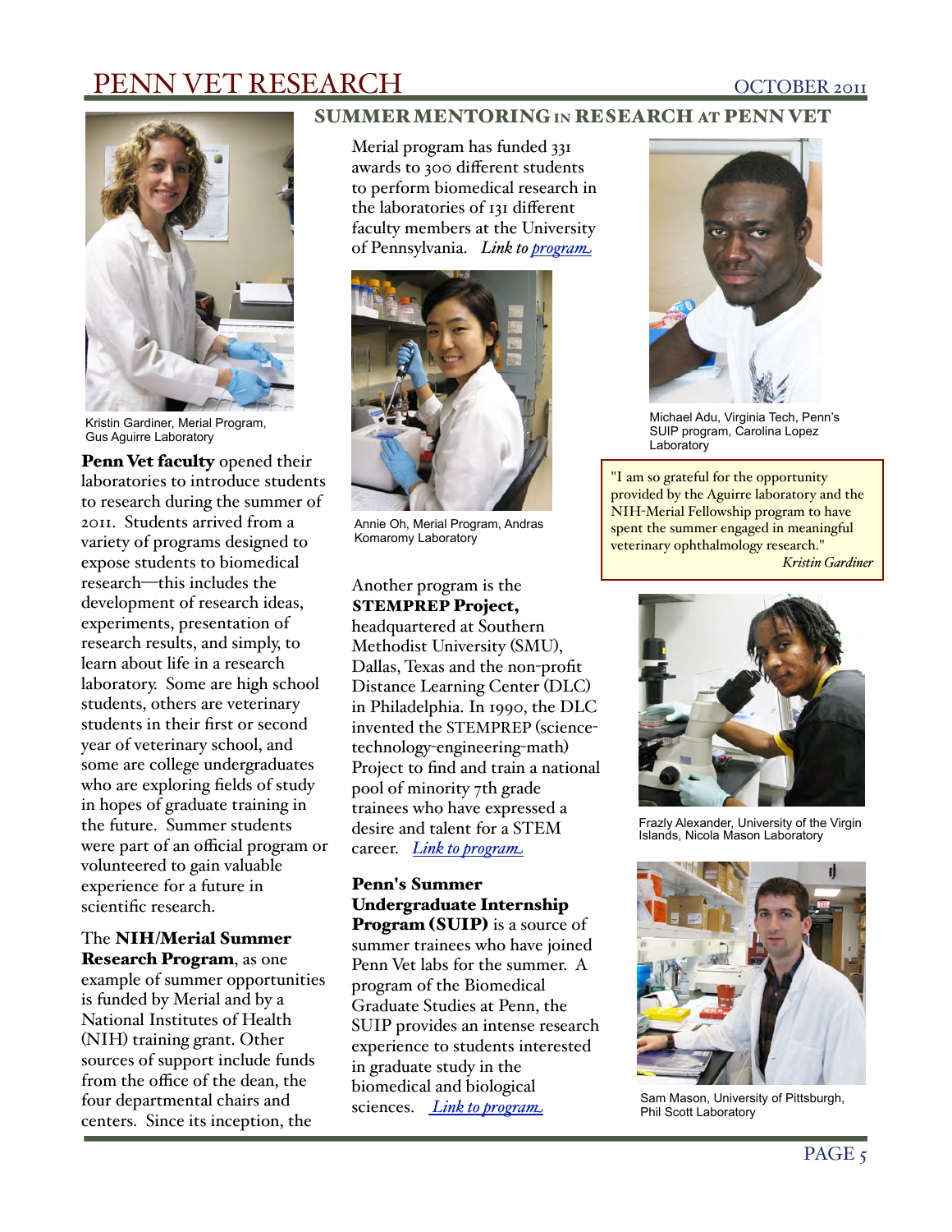## SUMMER MENTORING IN RESEARCH AT PENN VET

Kristin Gardiner, Merial Program, Gus Aguirre Laboratory

**Penn Vet faculty** opened their laboratories to introduce students to research during the summer of 2011. Students arrived from a variety of programs designed to expose students to biomedical research—this includes the development of research ideas, experiments, presentation of research results, and simply, to learn about life in a research laboratory. Some are high school students, others are veterinary students in their first or second year of veterinary school, and some are college undergraduates who are exploring fields of study in hopes of graduate training in the future. Summer students were part of an official program or volunteered to gain valuable experience for a future in scientific research.

The **NIH/Merial Summer Research Program**, as one example of summer opportunities is funded by Merial and by a National Institutes of Health (NIH) training grant. Other sources of support include funds from the office of the dean, the four departmental chairs and centers. Since its inception, the Merial program has funded 331 awards to 300 different students to perform biomedical research in the laboratories of 131 different faculty members at the University of Pennsylvania. *Link to program.*

Annie Oh, Merial Program, Andras Komaromy Laboratory

Another program is the **STEMPREP Project,** headquartered at Southern Methodist University (SMU), Dallas, Texas and the non-profit Distance Learning Center (DLC) in Philadelphia. In 1990, the DLC invented the STEMPREP (science-technology-engineering-math) Project to find and train a national pool of minority 7th grade trainees who have expressed a desire and talent for a STEM career. *Link to program.*

**Penn's Summer Undergraduate Internship Program (SUIP)** is a source of summer trainees who have joined Penn Vet labs for the summer. A program of the Biomedical Graduate Studies at Penn, the SUIP provides an intense research experience to students interested in graduate study in the biomedical and biological sciences. *Link to program.*

Michael Adu, Virginia Tech, Penn's SUIP program, Carolina Lopez Laboratory

> "I am so grateful for the opportunity provided by the Aguirre laboratory and the NIH-Merial Fellowship program to have spent the summer engaged in meaningful veterinary ophthalmology research."
>
> *Kristin Gardiner*

Frazly Alexander, University of the Virgin Islands, Nicola Mason Laboratory

Sam Mason, University of Pittsburgh, Phil Scott Laboratory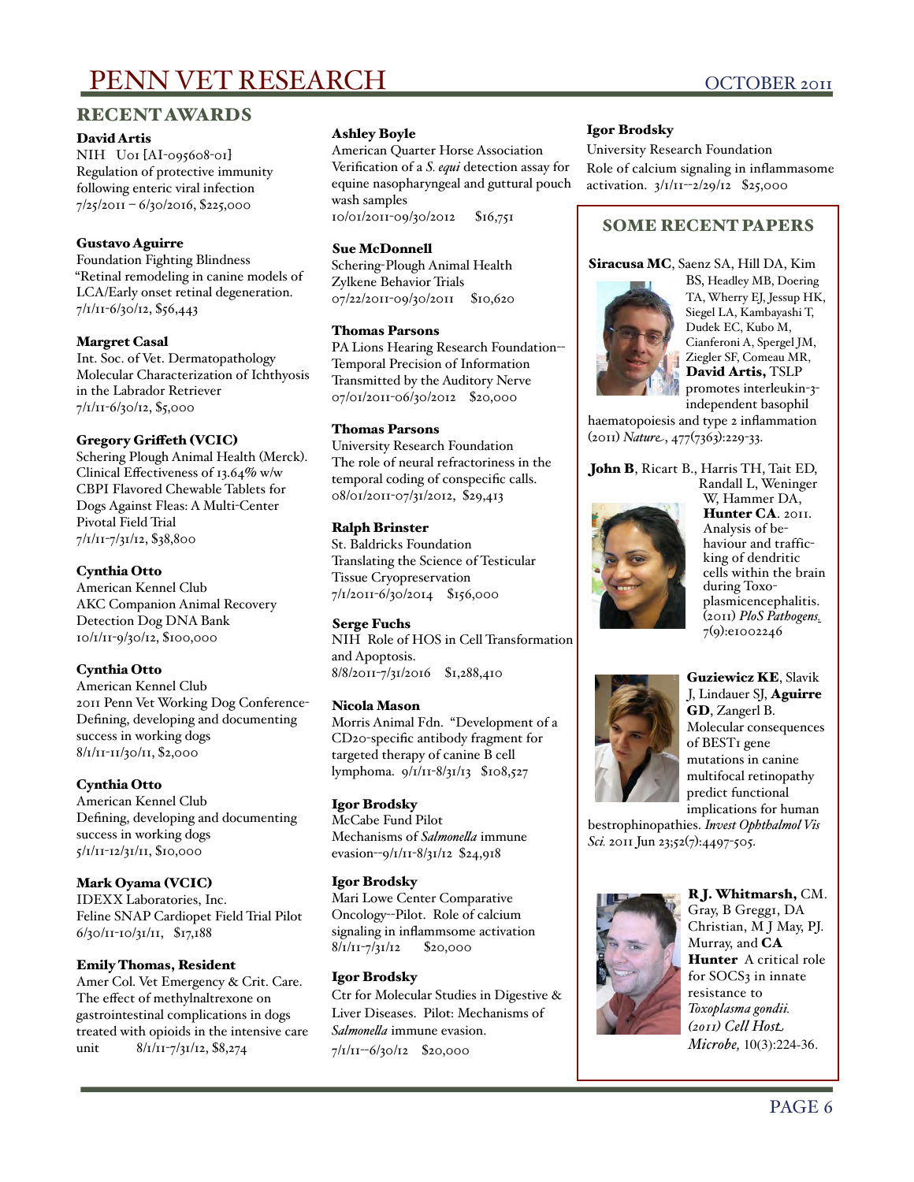## RECENT AWARDS

**David Artis**
NIH U01 [AI-095608-01]
Regulation of protective immunity following enteric viral infection
7/25/2011 – 6/30/2016, $225,000

**Gustavo Aguirre**
Foundation Fighting Blindness
"Retinal remodeling in canine models of LCA/Early onset retinal degeneration.
7/1/11-6/30/12, $56,443

**Margret Casal**
Int. Soc. of Vet. Dermatopathology
Molecular Characterization of Ichthyosis in the Labrador Retriever
7/1/11-6/30/12, $5,000

**Gregory Griffeth (VCIC)**
Schering Plough Animal Health (Merck). Clinical Effectiveness of 13.64% w/w CBPI Flavored Chewable Tablets for Dogs Against Fleas: A Multi-Center Pivotal Field Trial
7/1/11-7/31/12, $38,800

**Cynthia Otto**
American Kennel Club
AKC Companion Animal Recovery Detection Dog DNA Bank
10/1/11-9/30/12, $100,000

**Cynthia Otto**
American Kennel Club
2011 Penn Vet Working Dog Conference-Defining, developing and documenting success in working dogs
8/1/11-11/30/11, $2,000

**Cynthia Otto**
American Kennel Club
Defining, developing and documenting success in working dogs
5/1/11-12/31/11, $10,000

**Mark Oyama (VCIC)**
IDEXX Laboratories, Inc.
Feline SNAP Cardiopet Field Trial Pilot
6/30/11-10/31/11, $17,188

**Emily Thomas, Resident**
Amer Col. Vet Emergency & Crit. Care.
The effect of methylnaltrexone on gastrointestinal complications in dogs treated with opioids in the intensive care unit 8/1/11-7/31/12, $8,274

**Ashley Boyle**
American Quarter Horse Association
Verification of a *S. equi* detection assay for equine nasopharyngeal and guttural pouch wash samples
10/01/2011-09/30/2012 $16,751

**Sue McDonnell**
Schering-Plough Animal Health
Zylkene Behavior Trials
07/22/2011-09/30/2011 $10,620

**Thomas Parsons**
PA Lions Hearing Research Foundation--Temporal Precision of Information Transmitted by the Auditory Nerve
07/01/2011-06/30/2012 $20,000

**Thomas Parsons**
University Research Foundation
The role of neural refractoriness in the temporal coding of conspecific calls.
08/01/2011-07/31/2012, $29,413

**Ralph Brinster**
St. Baldricks Foundation
Translating the Science of Testicular Tissue Cryopreservation
7/1/2011-6/30/2014 $156,000

**Serge Fuchs**
NIH Role of HOS in Cell Transformation and Apoptosis.
8/8/2011-7/31/2016 $1,288,410

**Nicola Mason**
Morris Animal Fdn. "Development of a CD20-specific antibody fragment for targeted therapy of canine B cell lymphoma. 9/1/11-8/31/13 $108,527

**Igor Brodsky**
McCabe Fund Pilot
Mechanisms of *Salmonella* immune evasion--9/1/11-8/31/12 $24,918

**Igor Brodsky**
Mari Lowe Center Comparative Oncology--Pilot. Role of calcium signaling in inflammsome activation
8/1/11-7/31/12 $20,000

**Igor Brodsky**
Ctr for Molecular Studies in Digestive & Liver Diseases. Pilot: Mechanisms of *Salmonella* immune evasion.
7/1/11--6/30/12 $20,000

**Igor Brodsky**
University Research Foundation
Role of calcium signaling in inflammasome activation. 3/1/11--2/29/12 $25,000

## SOME RECENT PAPERS

**Siracusa MC**, Saenz SA, Hill DA, Kim BS, Headley MB, Doering TA, Wherry EJ, Jessup HK, Siegel LA, Kambayashi T, Dudek EC, Kubo M, Cianferoni A, Spergel JM, Ziegler SF, Comeau MR, **David Artis,** TSLP promotes interleukin-3-independent basophil haematopoiesis and type 2 inflammation (2011) *Nature*, 477(7363):229-33.

**John B**, Ricart B., Harris TH, Tait ED, Randall L, Weninger W, Hammer DA, **Hunter CA**. 2011. Analysis of behaviour and trafficking of dendritic cells within the brain during Toxoplasmicencephalitis. (2011) *PloS Pathogens*. 7(9):e1002246

**Guziewicz KE**, Slavik J, Lindauer SJ, **Aguirre GD**, Zangerl B. Molecular consequences of BEST1 gene mutations in canine multifocal retinopathy predict functional implications for human bestrophinopathies. *Invest Ophthalmol Vis Sci.* 2011 Jun 23;52(7):4497-505.

**R J. Whitmarsh,** CM. Gray, B Gregg1, DA Christian, M J May, PJ. Murray, and **CA Hunter** A critical role for SOCS3 in innate resistance to *Toxoplasma gondii. (2011) Cell Host Microbe,* 10(3):224-36.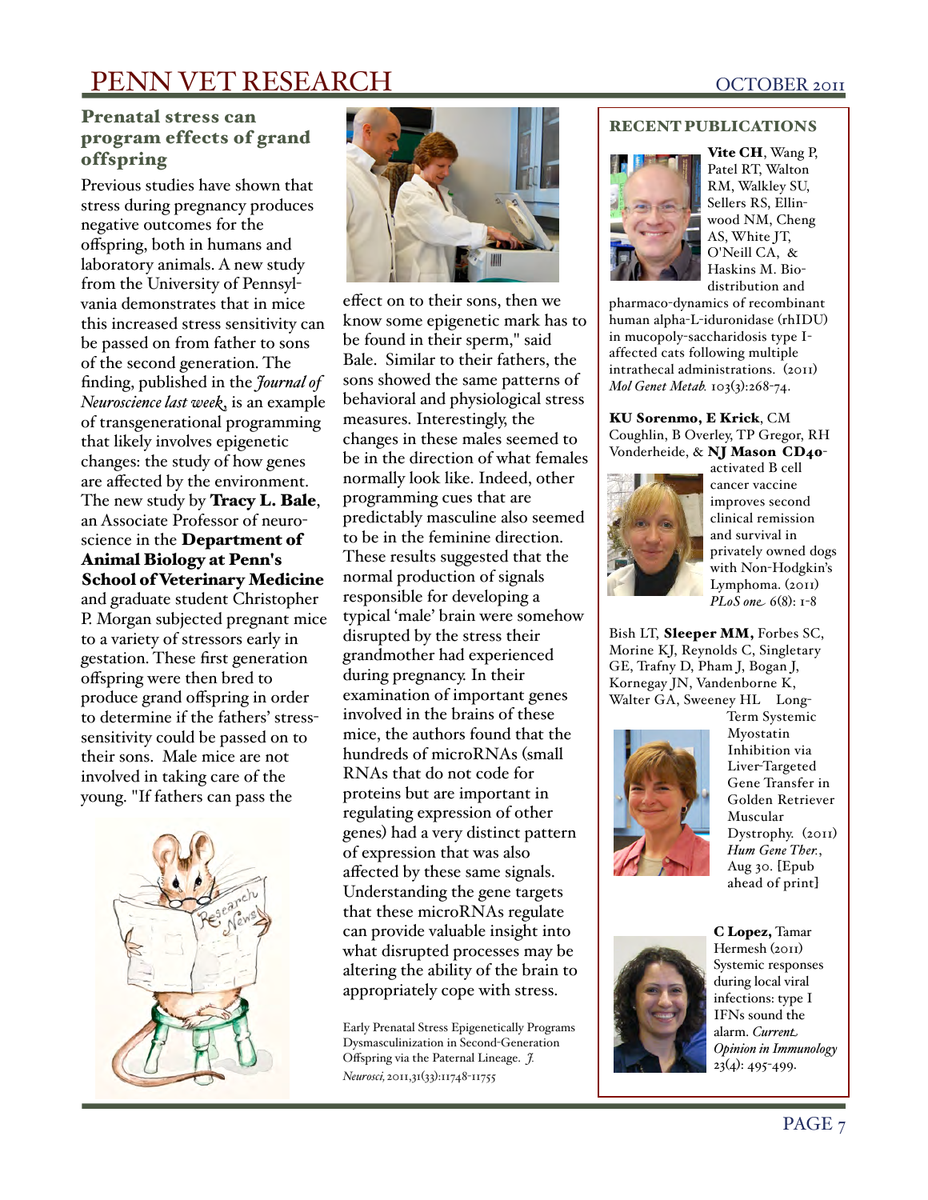## Prenatal stress can program effects of grand offspring

Previous studies have shown that stress during pregnancy produces negative outcomes for the offspring, both in humans and laboratory animals. A new study from the University of Pennsylvania demonstrates that in mice this increased stress sensitivity can be passed on from father to sons of the second generation. The finding, published in the *Journal of Neuroscience last week*, is an example of transgenerational programming that likely involves epigenetic changes: the study of how genes are affected by the environment. The new study by **Tracy L. Bale**, an Associate Professor of neuroscience in the **Department of Animal Biology at Penn's School of Veterinary Medicine** and graduate student Christopher P. Morgan subjected pregnant mice to a variety of stressors early in gestation. These first generation offspring were then bred to produce grand offspring in order to determine if the fathers' stress-sensitivity could be passed on to their sons. Male mice are not involved in taking care of the young. "If fathers can pass the effect on to their sons, then we know some epigenetic mark has to be found in their sperm," said Bale. Similar to their fathers, the sons showed the same patterns of behavioral and physiological stress measures. Interestingly, the changes in these males seemed to be in the direction of what females normally look like. Indeed, other programming cues that are predictably masculine also seemed to be in the feminine direction. These results suggested that the normal production of signals responsible for developing a typical 'male' brain were somehow disrupted by the stress their grandmother had experienced during pregnancy. In their examination of important genes involved in the brains of these mice, the authors found that the hundreds of microRNAs (small RNAs that do not code for proteins but are important in regulating expression of other genes) had a very distinct pattern of expression that was also affected by these same signals. Understanding the gene targets that these microRNAs regulate can provide valuable insight into what disrupted processes may be altering the ability of the brain to appropriately cope with stress.

Early Prenatal Stress Epigenetically Programs Dysmasculinization in Second-Generation Offspring via the Paternal Lineage. *J. Neurosci,* 2011,31(33):11748-11755

## RECENT PUBLICATIONS

**Vite CH**, Wang P, Patel RT, Walton RM, Walkley SU, Sellers RS, Ellinwood NM, Cheng AS, White JT, O'Neill CA, & Haskins M. Biodistribution and pharmaco-dynamics of recombinant human alpha-L-iduronidase (rhIDU) in mucopoly-saccharidosis type I-affected cats following multiple intrathecal administrations. (2011) *Mol Genet Metab.* 103(3):268-74.

**KU Sorenmo, E Krick**, CM Coughlin, B Overley, TP Gregor, RH Vonderheide, & **NJ Mason** **CD40**-activated B cell cancer vaccine improves second clinical remission and survival in privately owned dogs with Non-Hodgkin's Lymphoma. (2011) *PLoS one* 6(8): 1-8

Bish LT, **Sleeper MM,** Forbes SC, Morine KJ, Reynolds C, Singletary GE, Trafny D, Pham J, Bogan J, Kornegay JN, Vandenborne K, Walter GA, Sweeney HL Long-Term Systemic Myostatin Inhibition via Liver-Targeted Gene Transfer in Golden Retriever Muscular Dystrophy. (2011) *Hum Gene Ther.*, Aug 30. [Epub ahead of print]

**C Lopez,** Tamar Hermesh (2011) Systemic responses during local viral infections: type I IFNs sound the alarm. *Current Opinion in Immunology* 23(4): 495-499.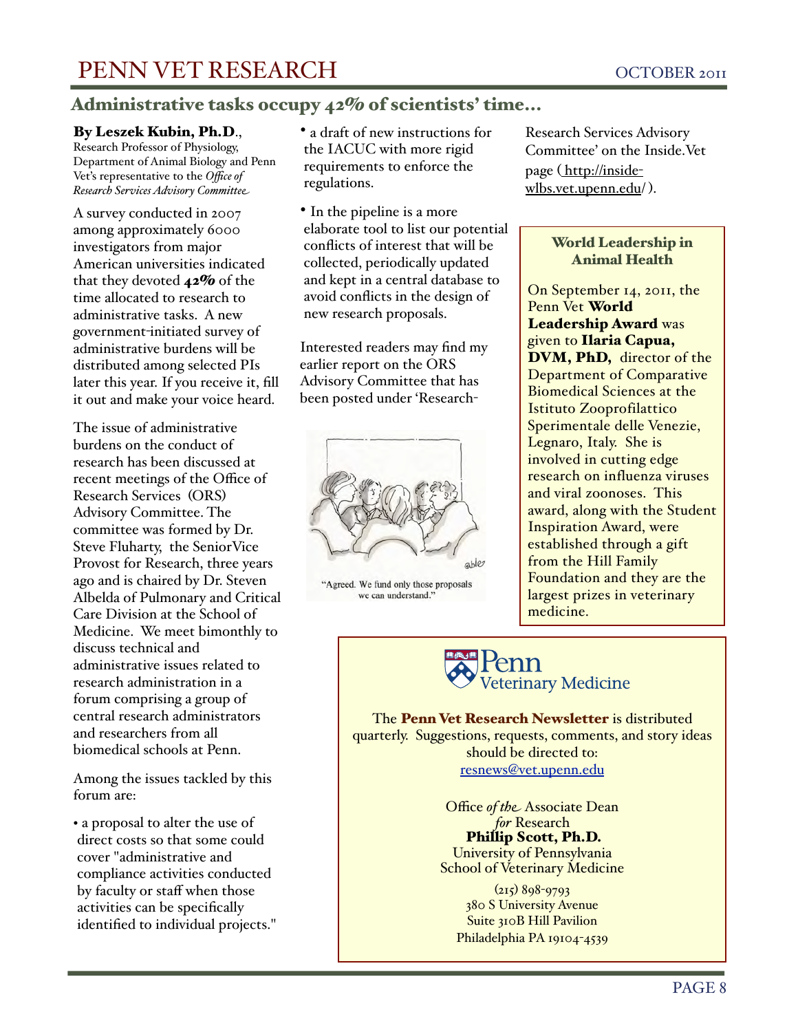## Administrative tasks occupy 42% of scientists' time...

**By Leszek Kubin, Ph.D.**, Research Professor of Physiology, Department of Animal Biology and Penn Vet's representative to the *Office of Research Services Advisory Committee*

A survey conducted in 2007 among approximately 6000 investigators from major American universities indicated that they devoted ***42%*** of the time allocated to research to administrative tasks. A new government-initiated survey of administrative burdens will be distributed among selected PIs later this year. If you receive it, fill it out and make your voice heard.

The issue of administrative burdens on the conduct of research has been discussed at recent meetings of the Office of Research Services (ORS) Advisory Committee. The committee was formed by Dr. Steve Fluharty, the SeniorVice Provost for Research, three years ago and is chaired by Dr. Steven Albelda of Pulmonary and Critical Care Division at the School of Medicine. We meet bimonthly to discuss technical and administrative issues related to research administration in a forum comprising a group of central research administrators and researchers from all biomedical schools at Penn.

Among the issues tackled by this forum are:

- a proposal to alter the use of direct costs so that some could cover "administrative and compliance activities conducted by faculty or staff when those activities can be specifically identified to individual projects."
- a draft of new instructions for the IACUC with more rigid requirements to enforce the regulations.
- In the pipeline is a more elaborate tool to list our potential conflicts of interest that will be collected, periodically updated and kept in a central database to avoid conflicts in the design of new research proposals.

Interested readers may find my earlier report on the ORS Advisory Committee that has been posted under 'Research Services Advisory Committee' on the Inside.Vet page ( http://inside-wlbs.vet.upenn.edu/ ).

"Agreed. We fund only those proposals we can understand."

### World Leadership in Animal Health

On September 14, 2011, the Penn Vet **World Leadership Award** was given to **Ilaria Capua, DVM, PhD,** director of the Department of Comparative Biomedical Sciences at the Istituto Zooprofilattico Sperimentale delle Venezie, Legnaro, Italy. She is involved in cutting edge research on influenza viruses and viral zoonoses. This award, along with the Student Inspiration Award, were established through a gift from the Hill Family Foundation and they are the largest prizes in veterinary medicine.

Penn Veterinary Medicine

The **Penn Vet Research Newsletter** is distributed quarterly. Suggestions, requests, comments, and story ideas should be directed to: resnews@vet.upenn.edu

Office *of the* Associate Dean *for* Research
**Phillip Scott, Ph.D.**
University of Pennsylvania
School of Veterinary Medicine
(215) 898-9793
380 S University Avenue
Suite 310B Hill Pavilion
Philadelphia PA 19104-4539